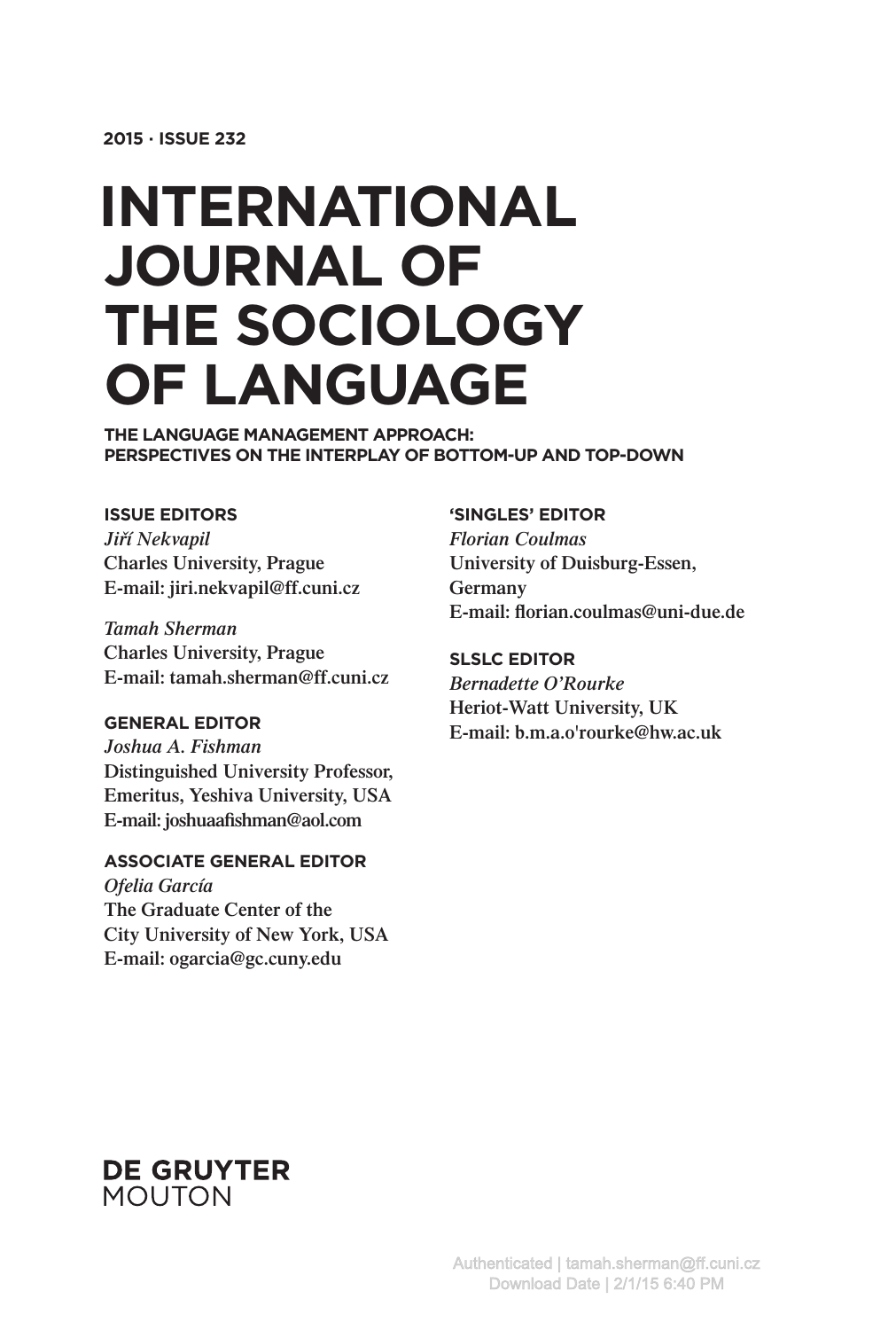**2015 · ISSUE 232**

# INTERNATIONAL JOURNAL OF THE SOCIOLOGY OF LANGUAGE

## THE LANGUAGE MANAGEMENT APPROACH: PERSPECTIVES ON THE INTERPLAY OF BOTTOM-UP AND TOP-DOWN

**ISSUE EDITORS**

*Jiří Nekvapil*
Charles University, Prague
E-mail: jiri.nekvapil@ff.cuni.cz

*Tamah Sherman*
Charles University, Prague
E-mail: tamah.sherman@ff.cuni.cz

**GENERAL EDITOR**

*Joshua A. Fishman*
Distinguished University Professor, Emeritus, Yeshiva University, USA
E-mail: joshuaafishman@aol.com

**ASSOCIATE GENERAL EDITOR**

*Ofelia García*
The Graduate Center of the City University of New York, USA
E-mail: ogarcia@gc.cuny.edu

**'SINGLES' EDITOR**

*Florian Coulmas*
University of Duisburg-Essen, Germany
E-mail: florian.coulmas@uni-due.de

**SLSLC EDITOR**

*Bernadette O'Rourke*
Heriot-Watt University, UK
E-mail: b.m.a.o'rourke@hw.ac.uk

**DE GRUYTER**
MOUTON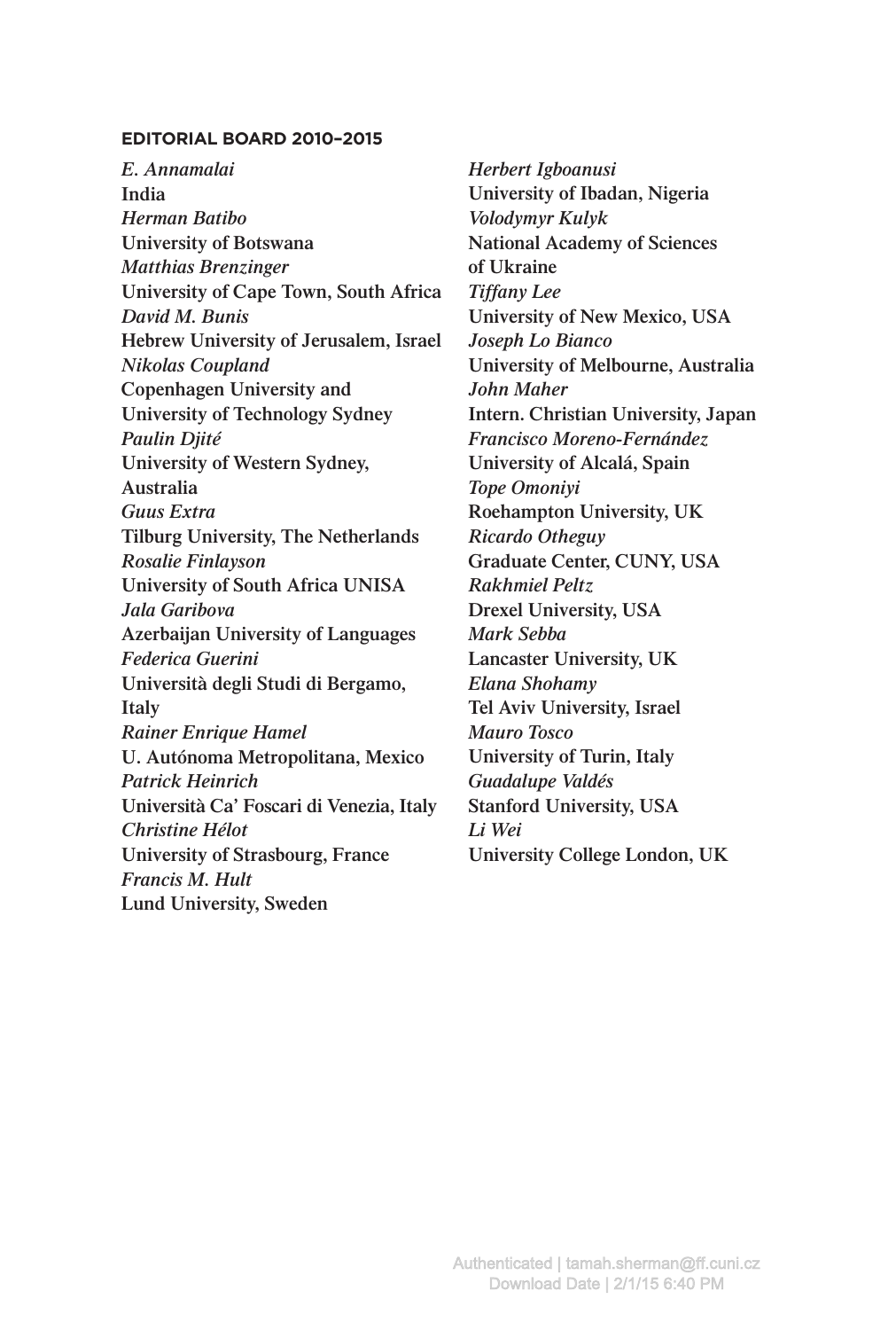**EDITORIAL BOARD 2010–2015**

*E. Annamalai*
India

*Herman Batibo*
University of Botswana

*Matthias Brenzinger*
University of Cape Town, South Africa

*David M. Bunis*
Hebrew University of Jerusalem, Israel

*Nikolas Coupland*
Copenhagen University and University of Technology Sydney

*Paulin Djité*
University of Western Sydney, Australia

*Guus Extra*
Tilburg University, The Netherlands

*Rosalie Finlayson*
University of South Africa UNISA

*Jala Garibova*
Azerbaijan University of Languages

*Federica Guerini*
Università degli Studi di Bergamo, Italy

*Rainer Enrique Hamel*
U. Autónoma Metropolitana, Mexico

*Patrick Heinrich*
Università Ca' Foscari di Venezia, Italy

*Christine Hélot*
University of Strasbourg, France

*Francis M. Hult*
Lund University, Sweden

*Herbert Igboanusi*
University of Ibadan, Nigeria

*Volodymyr Kulyk*
National Academy of Sciences of Ukraine

*Tiffany Lee*
University of New Mexico, USA

*Joseph Lo Bianco*
University of Melbourne, Australia

*John Maher*
Intern. Christian University, Japan

*Francisco Moreno-Fernández*
University of Alcalá, Spain

*Tope Omoniyi*
Roehampton University, UK

*Ricardo Otheguy*
Graduate Center, CUNY, USA

*Rakhmiel Peltz*
Drexel University, USA

*Mark Sebba*
Lancaster University, UK

*Elana Shohamy*
Tel Aviv University, Israel

*Mauro Tosco*
University of Turin, Italy

*Guadalupe Valdés*
Stanford University, USA

*Li Wei*
University College London, UK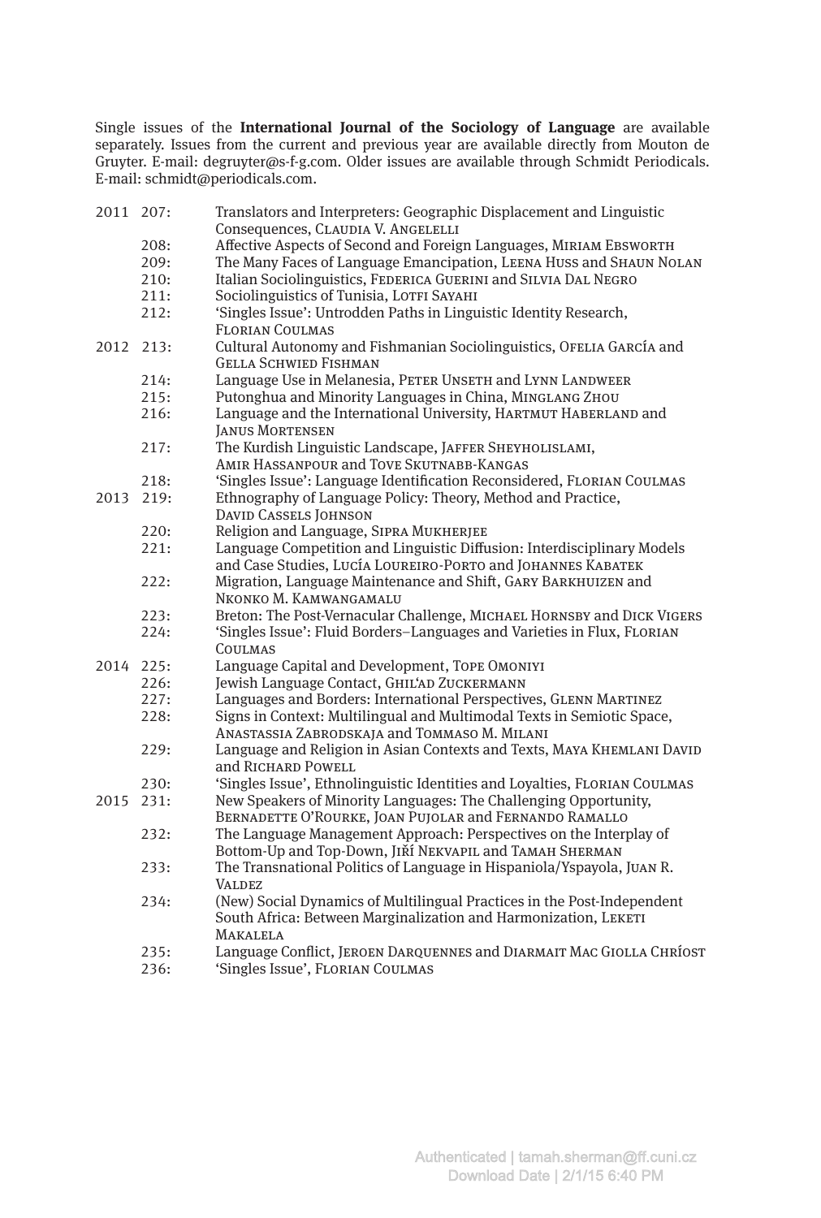Single issues of the **International Journal of the Sociology of Language** are available separately. Issues from the current and previous year are available directly from Mouton de Gruyter. E-mail: degruyter@s-f-g.com. Older issues are available through Schmidt Periodicals. E-mail: schmidt@periodicals.com.

| | | |
|---|---|---|
| 2011 | 207: | Translators and Interpreters: Geographic Displacement and Linguistic Consequences, Claudia V. Angelelli |
| | 208: | Affective Aspects of Second and Foreign Languages, Miriam Ebsworth |
| | 209: | The Many Faces of Language Emancipation, Leena Huss and Shaun Nolan |
| | 210: | Italian Sociolinguistics, Federica Guerini and Silvia Dal Negro |
| | 211: | Sociolinguistics of Tunisia, Lotfi Sayahi |
| | 212: | 'Singles Issue': Untrodden Paths in Linguistic Identity Research, Florian Coulmas |
| 2012 | 213: | Cultural Autonomy and Fishmanian Sociolinguistics, Ofelia García and Gella Schwied Fishman |
| | 214: | Language Use in Melanesia, Peter Unseth and Lynn Landweer |
| | 215: | Putonghua and Minority Languages in China, Minglang Zhou |
| | 216: | Language and the International University, Hartmut Haberland and Janus Mortensen |
| | 217: | The Kurdish Linguistic Landscape, Jaffer Sheyholislami, Amir Hassanpour and Tove Skutnabb-Kangas |
| | 218: | 'Singles Issue': Language Identification Reconsidered, Florian Coulmas |
| 2013 | 219: | Ethnography of Language Policy: Theory, Method and Practice, David Cassels Johnson |
| | 220: | Religion and Language, Sipra Mukherjee |
| | 221: | Language Competition and Linguistic Diffusion: Interdisciplinary Models and Case Studies, Lucía Loureiro-Porto and Johannes Kabatek |
| | 222: | Migration, Language Maintenance and Shift, Gary Barkhuizen and Nkonko M. Kamwangamalu |
| | 223: | Breton: The Post-Vernacular Challenge, Michael Hornsby and Dick Vigers |
| | 224: | 'Singles Issue': Fluid Borders–Languages and Varieties in Flux, Florian Coulmas |
| 2014 | 225: | Language Capital and Development, Tope Omoniyi |
| | 226: | Jewish Language Contact, Ghil'ad Zuckermann |
| | 227: | Languages and Borders: International Perspectives, Glenn Martinez |
| | 228: | Signs in Context: Multilingual and Multimodal Texts in Semiotic Space, Anastassia Zabrodskaja and Tommaso M. Milani |
| | 229: | Language and Religion in Asian Contexts and Texts, Maya Khemlani David and Richard Powell |
| | 230: | 'Singles Issue', Ethnolinguistic Identities and Loyalties, Florian Coulmas |
| 2015 | 231: | New Speakers of Minority Languages: The Challenging Opportunity, Bernadette O'Rourke, Joan Pujolar and Fernando Ramallo |
| | 232: | The Language Management Approach: Perspectives on the Interplay of Bottom-Up and Top-Down, Jiří Nekvapil and Tamah Sherman |
| | 233: | The Transnational Politics of Language in Hispaniola/Yspayola, Juan R. Valdez |
| | 234: | (New) Social Dynamics of Multilingual Practices in the Post-Independent South Africa: Between Marginalization and Harmonization, Leketi Makalela |
| | 235: | Language Conflict, Jeroen Darquennes and Diarmait Mac Giolla Chríost |
| | 236: | 'Singles Issue', Florian Coulmas |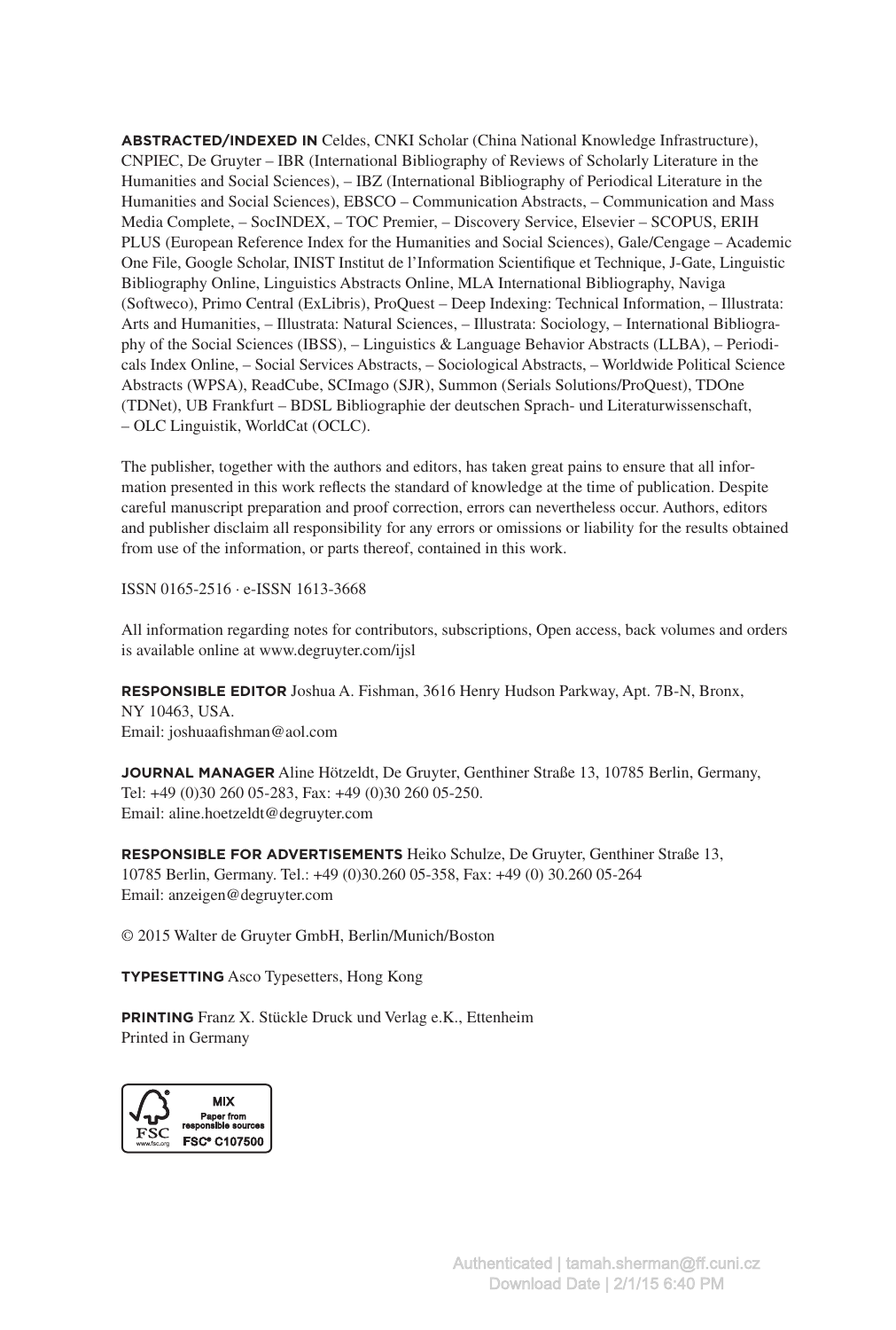**ABSTRACTED/INDEXED IN** Celdes, CNKI Scholar (China National Knowledge Infrastructure), CNPIEC, De Gruyter – IBR (International Bibliography of Reviews of Scholarly Literature in the Humanities and Social Sciences), – IBZ (International Bibliography of Periodical Literature in the Humanities and Social Sciences), EBSCO – Communication Abstracts, – Communication and Mass Media Complete, – SocINDEX, – TOC Premier, – Discovery Service, Elsevier – SCOPUS, ERIH PLUS (European Reference Index for the Humanities and Social Sciences), Gale/Cengage – Academic One File, Google Scholar, INIST Institut de l'Information Scientifique et Technique, J-Gate, Linguistic Bibliography Online, Linguistics Abstracts Online, MLA International Bibliography, Naviga (Softweco), Primo Central (ExLibris), ProQuest – Deep Indexing: Technical Information, – Illustrata: Arts and Humanities, – Illustrata: Natural Sciences, – Illustrata: Sociology, – International Bibliography of the Social Sciences (IBSS), – Linguistics & Language Behavior Abstracts (LLBA), – Periodicals Index Online, – Social Services Abstracts, – Sociological Abstracts, – Worldwide Political Science Abstracts (WPSA), ReadCube, SCImago (SJR), Summon (Serials Solutions/ProQuest), TDOne (TDNet), UB Frankfurt – BDSL Bibliographie der deutschen Sprach- und Literaturwissenschaft, – OLC Linguistik, WorldCat (OCLC).

The publisher, together with the authors and editors, has taken great pains to ensure that all information presented in this work reflects the standard of knowledge at the time of publication. Despite careful manuscript preparation and proof correction, errors can nevertheless occur. Authors, editors and publisher disclaim all responsibility for any errors or omissions or liability for the results obtained from use of the information, or parts thereof, contained in this work.

ISSN 0165-2516 · e-ISSN 1613-3668

All information regarding notes for contributors, subscriptions, Open access, back volumes and orders is available online at www.degruyter.com/ijsl

**RESPONSIBLE EDITOR** Joshua A. Fishman, 3616 Henry Hudson Parkway, Apt. 7B-N, Bronx, NY 10463, USA.
Email: joshuaafishman@aol.com

**JOURNAL MANAGER** Aline Hötzeldt, De Gruyter, Genthiner Straße 13, 10785 Berlin, Germany, Tel: +49 (0)30 260 05-283, Fax: +49 (0)30 260 05-250.
Email: aline.hoetzeldt@degruyter.com

**RESPONSIBLE FOR ADVERTISEMENTS** Heiko Schulze, De Gruyter, Genthiner Straße 13, 10785 Berlin, Germany. Tel.: +49 (0)30.260 05-358, Fax: +49 (0) 30.260 05-264
Email: anzeigen@degruyter.com

© 2015 Walter de Gruyter GmbH, Berlin/Munich/Boston

**TYPESETTING** Asco Typesetters, Hong Kong

**PRINTING** Franz X. Stückle Druck und Verlag e.K., Ettenheim
Printed in Germany

MIX
Paper from responsible sources
FSC® C107500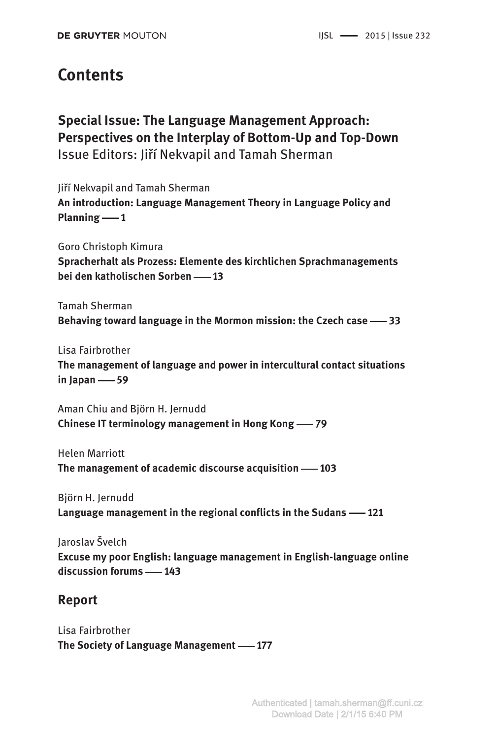# Contents

## Special Issue: The Language Management Approach: Perspectives on the Interplay of Bottom-Up and Top-Down

Issue Editors: Jiří Nekvapil and Tamah Sherman

Jiří Nekvapil and Tamah Sherman
**An introduction: Language Management Theory in Language Policy and Planning —— 1**

Goro Christoph Kimura
**Spracherhalt als Prozess: Elemente des kirchlichen Sprachmanagements bei den katholischen Sorben —— 13**

Tamah Sherman
**Behaving toward language in the Mormon mission: the Czech case —— 33**

Lisa Fairbrother
**The management of language and power in intercultural contact situations in Japan —— 59**

Aman Chiu and Björn H. Jernudd
**Chinese IT terminology management in Hong Kong —— 79**

Helen Marriott
**The management of academic discourse acquisition —— 103**

Björn H. Jernudd
**Language management in the regional conflicts in the Sudans —— 121**

Jaroslav Švelch
**Excuse my poor English: language management in English-language online discussion forums —— 143**

## Report

Lisa Fairbrother
**The Society of Language Management —— 177**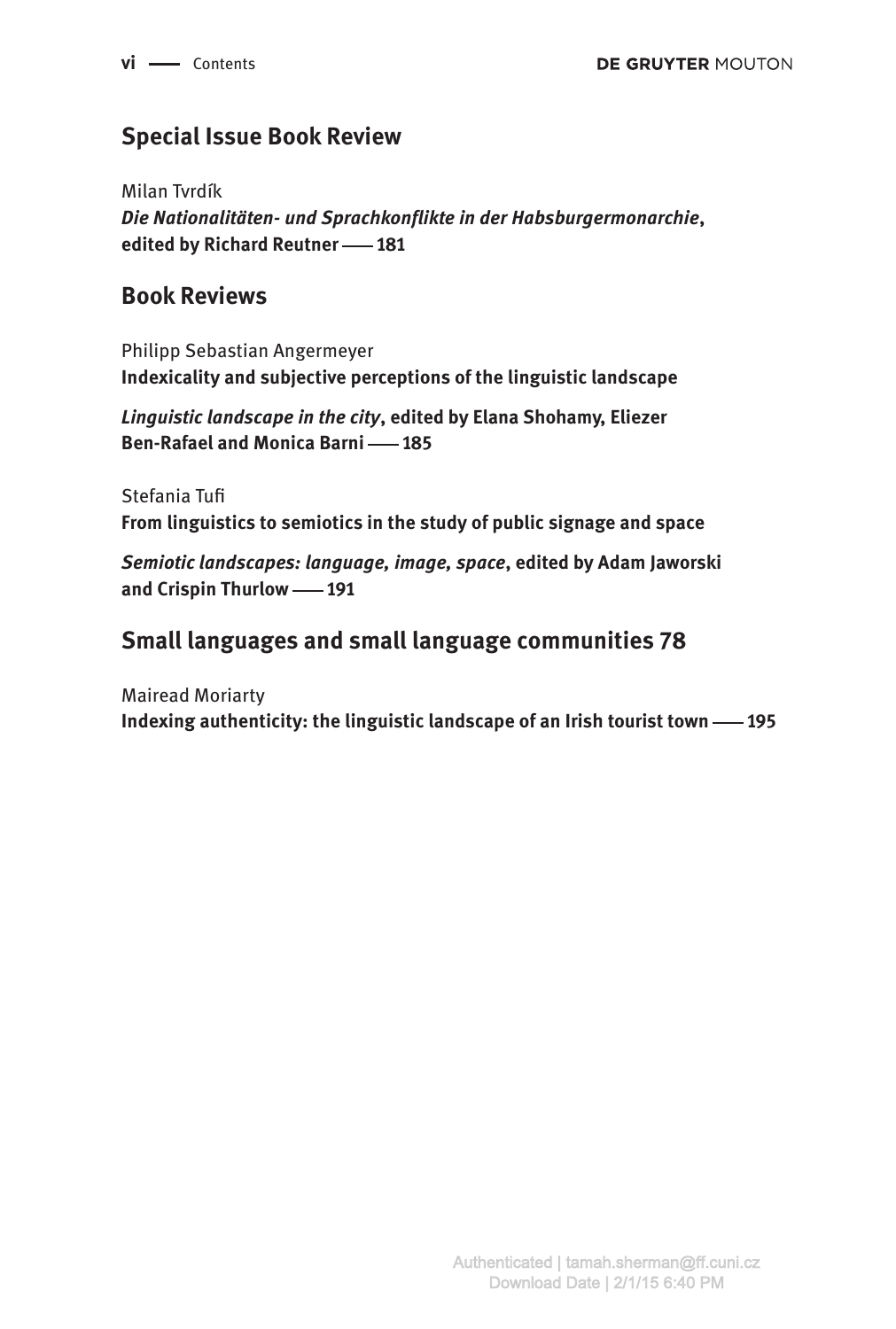## Special Issue Book Review

Milan Tvrdík
***Die Nationalitäten- und Sprachkonflikte in der Habsburgermonarchie*, edited by Richard Reutner —— 181**

## Book Reviews

Philipp Sebastian Angermeyer
**Indexicality and subjective perceptions of the linguistic landscape**

***Linguistic landscape in the city*, edited by Elana Shohamy, Eliezer Ben-Rafael and Monica Barni —— 185**

Stefania Tufi
**From linguistics to semiotics in the study of public signage and space**

***Semiotic landscapes: language, image, space*, edited by Adam Jaworski and Crispin Thurlow —— 191**

## Small languages and small language communities 78

Mairead Moriarty
**Indexing authenticity: the linguistic landscape of an Irish tourist town —— 195**